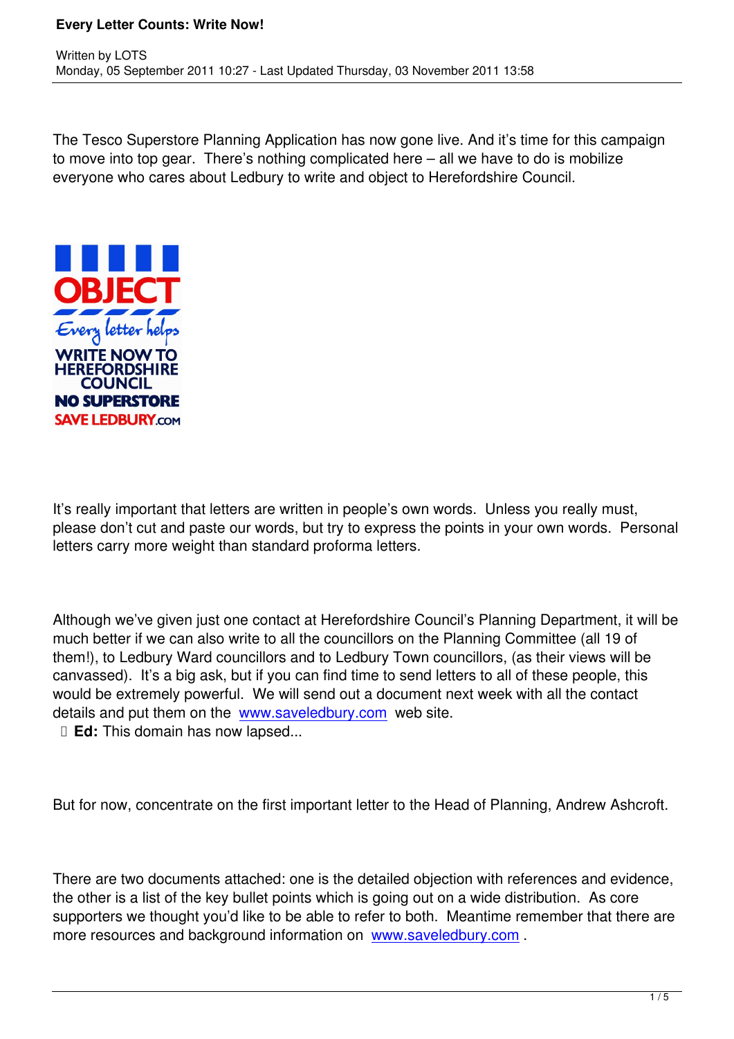The Tesco Superstore Planning Application has now gone live. And it's time for this campaign to move into top gear. There's nothing complicated here – all we have to do is mobilize everyone who cares about Ledbury to write and object to Herefordshire Council.

OBJECT

Every letter helps

WRITE NOW TO HEREFORDSHIRE COUNCIL

NO SUPERSTORE

SAVE LEDBURY.COM

It's really important that letters are written in people's own words. Unless you really must, please don't cut and paste our words, but try to express the points in your own words. Personal letters carry more weight than standard proforma letters.

Although we've given just one contact at Herefordshire Council's Planning Department, it will be much better if we can also write to all the councillors on the Planning Committee (all 19 of them!), to Ledbury Ward councillors and to Ledbury Town councillors, (as their views will be canvassed). It's a big ask, but if you can find time to send letters to all of these people, this would be extremely powerful. We will send out a document next week with all the contact details and put them on the www.saveledbury.com web site.

- **Ed:** This domain has now lapsed...

But for now, concentrate on the first important letter to the Head of Planning, Andrew Ashcroft.

There are two documents attached: one is the detailed objection with references and evidence, the other is a list of the key bullet points which is going out on a wide distribution. As core supporters we thought you'd like to be able to refer to both. Meantime remember that there are more resources and background information on www.saveledbury.com .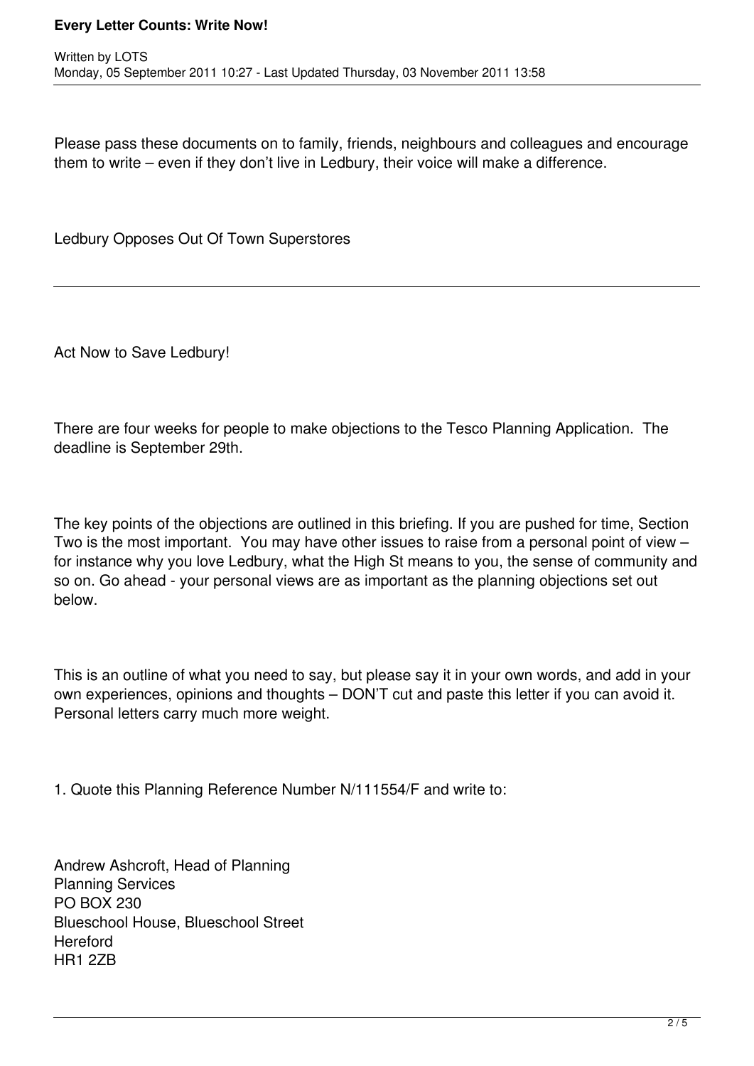Please pass these documents on to family, friends, neighbours and colleagues and encourage them to write – even if they don't live in Ledbury, their voice will make a difference.

Ledbury Opposes Out Of Town Superstores

---

Act Now to Save Ledbury!

There are four weeks for people to make objections to the Tesco Planning Application. The deadline is September 29th.

The key points of the objections are outlined in this briefing. If you are pushed for time, Section Two is the most important. You may have other issues to raise from a personal point of view – for instance why you love Ledbury, what the High St means to you, the sense of community and so on. Go ahead - your personal views are as important as the planning objections set out below.

This is an outline of what you need to say, but please say it in your own words, and add in your own experiences, opinions and thoughts – DON'T cut and paste this letter if you can avoid it. Personal letters carry much more weight.

1. Quote this Planning Reference Number N/111554/F and write to:

Andrew Ashcroft, Head of Planning
Planning Services
PO BOX 230
Blueschool House, Blueschool Street
Hereford
HR1 2ZB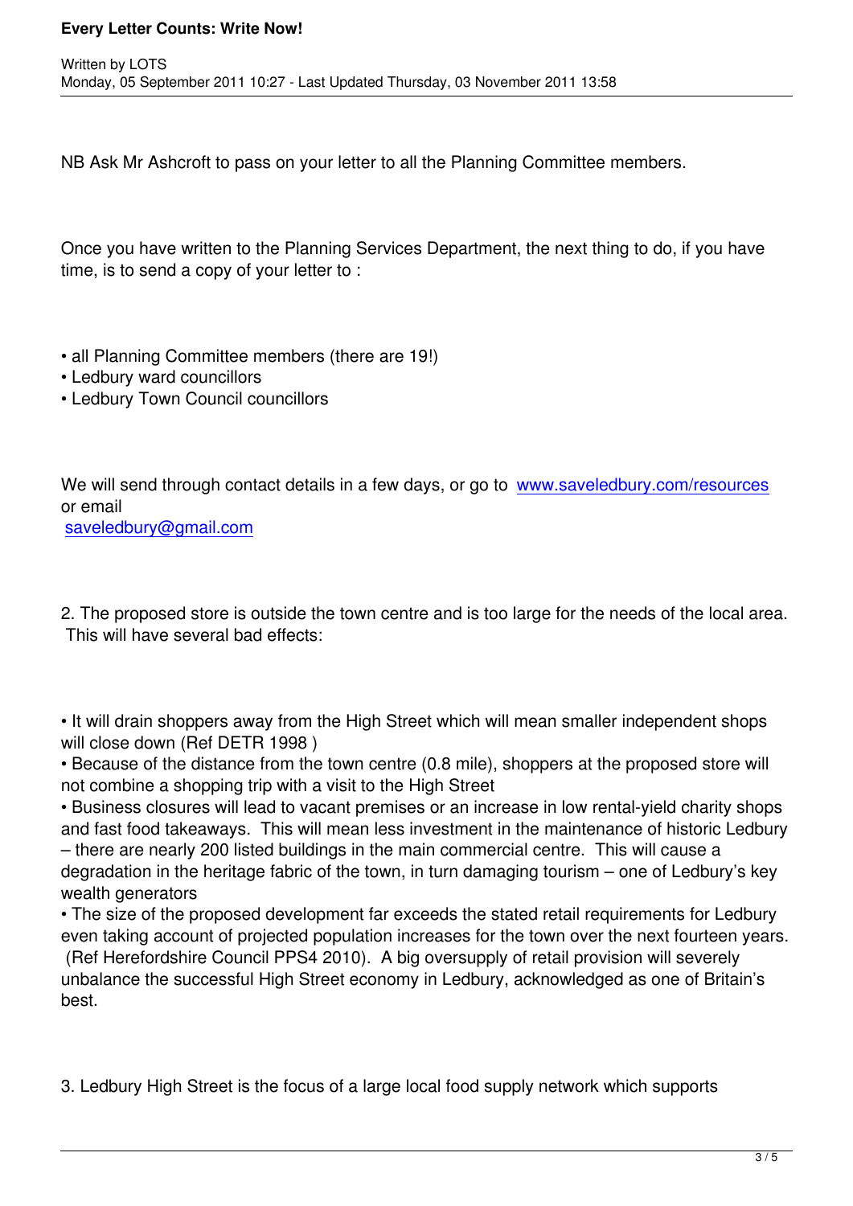NB Ask Mr Ashcroft to pass on your letter to all the Planning Committee members.

Once you have written to the Planning Services Department, the next thing to do, if you have time, is to send a copy of your letter to :

- all Planning Committee members (there are 19!)
- Ledbury ward councillors
- Ledbury Town Council councillors

We will send through contact details in a few days, or go to [www.saveledbury.com/resources](www.saveledbury.com/resources) or email [saveledbury@gmail.com](mailto:saveledbury@gmail.com)

2. The proposed store is outside the town centre and is too large for the needs of the local area. This will have several bad effects:

- It will drain shoppers away from the High Street which will mean smaller independent shops will close down (Ref DETR 1998 )
- Because of the distance from the town centre (0.8 mile), shoppers at the proposed store will not combine a shopping trip with a visit to the High Street
- Business closures will lead to vacant premises or an increase in low rental-yield charity shops and fast food takeaways. This will mean less investment in the maintenance of historic Ledbury – there are nearly 200 listed buildings in the main commercial centre. This will cause a degradation in the heritage fabric of the town, in turn damaging tourism – one of Ledbury's key wealth generators
- The size of the proposed development far exceeds the stated retail requirements for Ledbury even taking account of projected population increases for the town over the next fourteen years. (Ref Herefordshire Council PPS4 2010). A big oversupply of retail provision will severely unbalance the successful High Street economy in Ledbury, acknowledged as one of Britain's best.

3. Ledbury High Street is the focus of a large local food supply network which supports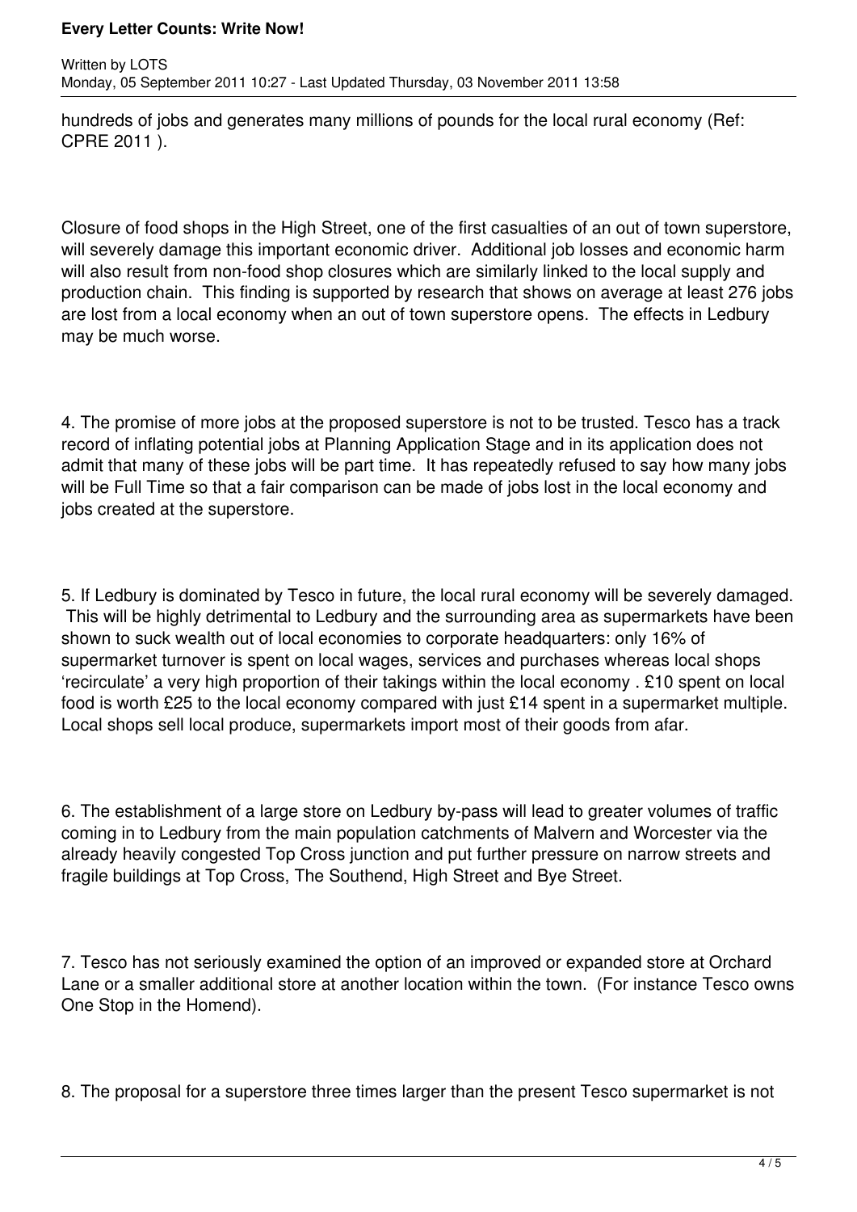hundreds of jobs and generates many millions of pounds for the local rural economy (Ref: CPRE 2011 ).

Closure of food shops in the High Street, one of the first casualties of an out of town superstore, will severely damage this important economic driver. Additional job losses and economic harm will also result from non-food shop closures which are similarly linked to the local supply and production chain. This finding is supported by research that shows on average at least 276 jobs are lost from a local economy when an out of town superstore opens. The effects in Ledbury may be much worse.

4. The promise of more jobs at the proposed superstore is not to be trusted. Tesco has a track record of inflating potential jobs at Planning Application Stage and in its application does not admit that many of these jobs will be part time. It has repeatedly refused to say how many jobs will be Full Time so that a fair comparison can be made of jobs lost in the local economy and jobs created at the superstore.

5. If Ledbury is dominated by Tesco in future, the local rural economy will be severely damaged. This will be highly detrimental to Ledbury and the surrounding area as supermarkets have been shown to suck wealth out of local economies to corporate headquarters: only 16% of supermarket turnover is spent on local wages, services and purchases whereas local shops 'recirculate' a very high proportion of their takings within the local economy . £10 spent on local food is worth £25 to the local economy compared with just £14 spent in a supermarket multiple. Local shops sell local produce, supermarkets import most of their goods from afar.

6. The establishment of a large store on Ledbury by-pass will lead to greater volumes of traffic coming in to Ledbury from the main population catchments of Malvern and Worcester via the already heavily congested Top Cross junction and put further pressure on narrow streets and fragile buildings at Top Cross, The Southend, High Street and Bye Street.

7. Tesco has not seriously examined the option of an improved or expanded store at Orchard Lane or a smaller additional store at another location within the town. (For instance Tesco owns One Stop in the Homend).

8. The proposal for a superstore three times larger than the present Tesco supermarket is not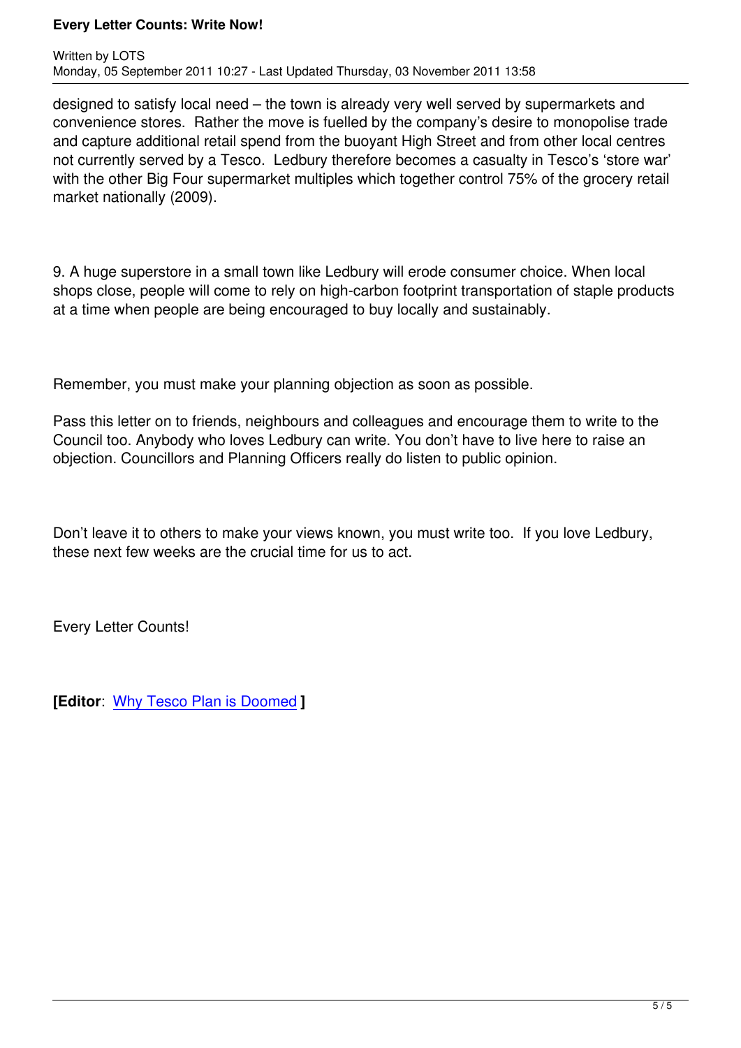designed to satisfy local need – the town is already very well served by supermarkets and convenience stores. Rather the move is fuelled by the company's desire to monopolise trade and capture additional retail spend from the buoyant High Street and from other local centres not currently served by a Tesco. Ledbury therefore becomes a casualty in Tesco's 'store war' with the other Big Four supermarket multiples which together control 75% of the grocery retail market nationally (2009).

9. A huge superstore in a small town like Ledbury will erode consumer choice. When local shops close, people will come to rely on high-carbon footprint transportation of staple products at a time when people are being encouraged to buy locally and sustainably.

Remember, you must make your planning objection as soon as possible.

Pass this letter on to friends, neighbours and colleagues and encourage them to write to the Council too. Anybody who loves Ledbury can write. You don't have to live here to raise an objection. Councillors and Planning Officers really do listen to public opinion.

Don't leave it to others to make your views known, you must write too. If you love Ledbury, these next few weeks are the crucial time for us to act.

Every Letter Counts!

**[Editor**: Why Tesco Plan is Doomed **]**